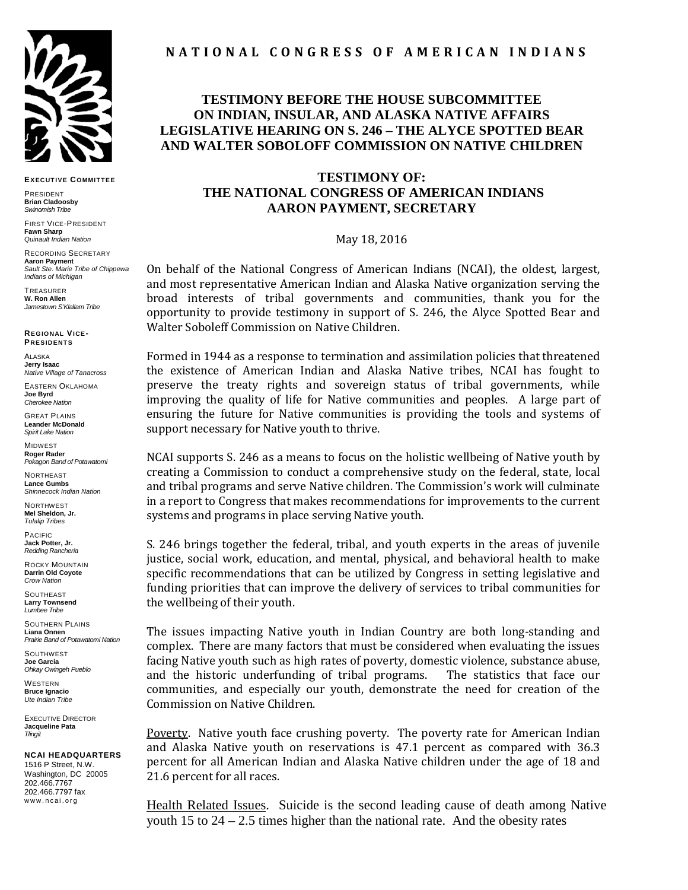**NATIONAL CONGRESS OF AMERICAN INDIANS**

**EXECUTIVE COMMITTEE**

PRESIDENT
**Brian Cladoosby**
*Swinomish Tribe*

FIRST VICE-PRESIDENT
**Fawn Sharp**
*Quinault Indian Nation*

RECORDING SECRETARY
**Aaron Payment**
*Sault Ste. Marie Tribe of Chippewa Indians of Michigan*

TREASURER
**W. Ron Allen**
*Jamestown S'Klallam Tribe*

**REGIONAL VICE-PRESIDENTS**

ALASKA
**Jerry Isaac**
*Native Village of Tanacross*

EASTERN OKLAHOMA
**Joe Byrd**
*Cherokee Nation*

GREAT PLAINS
**Leander McDonald**
*Spirit Lake Nation*

MIDWEST
**Roger Rader**
*Pokagon Band of Potawatomi*

NORTHEAST
**Lance Gumbs**
*Shinnecock Indian Nation*

NORTHWEST
**Mel Sheldon, Jr.**
*Tulalip Tribes*

PACIFIC
**Jack Potter, Jr.**
*Redding Rancheria*

ROCKY MOUNTAIN
**Darrin Old Coyote**
*Crow Nation*

SOUTHEAST
**Larry Townsend**
*Lumbee Tribe*

SOUTHERN PLAINS
**Liana Onnen**
*Prairie Band of Potawatomi Nation*

SOUTHWEST
**Joe Garcia**
*Ohkay Owingeh Pueblo*

WESTERN
**Bruce Ignacio**
*Ute Indian Tribe*

EXECUTIVE DIRECTOR
**Jacqueline Pata**
*Tlingit*

**NCAI HEADQUARTERS**
1516 P Street, N.W.
Washington, DC 20005
202.466.7767
202.466.7797 fax
www.ncai.org

# TESTIMONY BEFORE THE HOUSE SUBCOMMITTEE ON INDIAN, INSULAR, AND ALASKA NATIVE AFFAIRS LEGISLATIVE HEARING ON S. 246 – THE ALYCE SPOTTED BEAR AND WALTER SOBOLOFF COMMISSION ON NATIVE CHILDREN

## TESTIMONY OF: THE NATIONAL CONGRESS OF AMERICAN INDIANS AARON PAYMENT, SECRETARY

May 18, 2016

On behalf of the National Congress of American Indians (NCAI), the oldest, largest, and most representative American Indian and Alaska Native organization serving the broad interests of tribal governments and communities, thank you for the opportunity to provide testimony in support of S. 246, the Alyce Spotted Bear and Walter Soboleff Commission on Native Children.

Formed in 1944 as a response to termination and assimilation policies that threatened the existence of American Indian and Alaska Native tribes, NCAI has fought to preserve the treaty rights and sovereign status of tribal governments, while improving the quality of life for Native communities and peoples. A large part of ensuring the future for Native communities is providing the tools and systems of support necessary for Native youth to thrive.

NCAI supports S. 246 as a means to focus on the holistic wellbeing of Native youth by creating a Commission to conduct a comprehensive study on the federal, state, local and tribal programs and serve Native children. The Commission's work will culminate in a report to Congress that makes recommendations for improvements to the current systems and programs in place serving Native youth.

S. 246 brings together the federal, tribal, and youth experts in the areas of juvenile justice, social work, education, and mental, physical, and behavioral health to make specific recommendations that can be utilized by Congress in setting legislative and funding priorities that can improve the delivery of services to tribal communities for the wellbeing of their youth.

The issues impacting Native youth in Indian Country are both long-standing and complex. There are many factors that must be considered when evaluating the issues facing Native youth such as high rates of poverty, domestic violence, substance abuse, and the historic underfunding of tribal programs. The statistics that face our communities, and especially our youth, demonstrate the need for creation of the Commission on Native Children.

Poverty. Native youth face crushing poverty. The poverty rate for American Indian and Alaska Native youth on reservations is 47.1 percent as compared with 36.3 percent for all American Indian and Alaska Native children under the age of 18 and 21.6 percent for all races.

Health Related Issues. Suicide is the second leading cause of death among Native youth 15 to 24 – 2.5 times higher than the national rate. And the obesity rates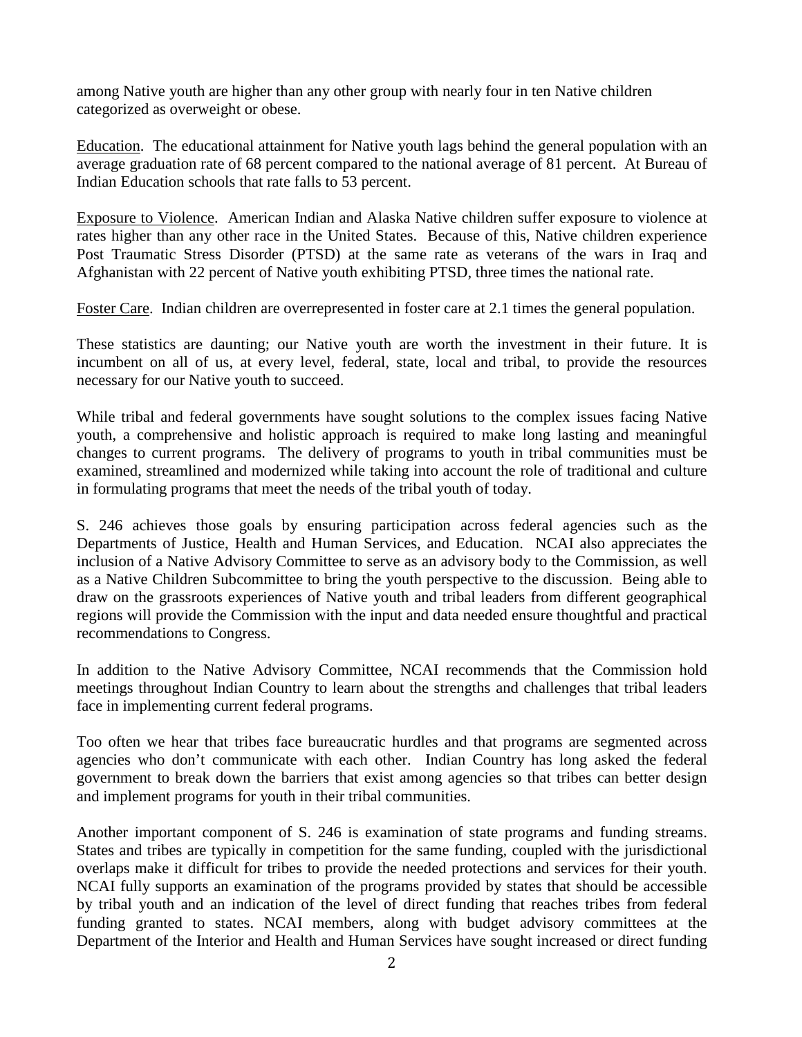among Native youth are higher than any other group with nearly four in ten Native children categorized as overweight or obese.

Education. The educational attainment for Native youth lags behind the general population with an average graduation rate of 68 percent compared to the national average of 81 percent. At Bureau of Indian Education schools that rate falls to 53 percent.

Exposure to Violence. American Indian and Alaska Native children suffer exposure to violence at rates higher than any other race in the United States. Because of this, Native children experience Post Traumatic Stress Disorder (PTSD) at the same rate as veterans of the wars in Iraq and Afghanistan with 22 percent of Native youth exhibiting PTSD, three times the national rate.

Foster Care. Indian children are overrepresented in foster care at 2.1 times the general population.

These statistics are daunting; our Native youth are worth the investment in their future. It is incumbent on all of us, at every level, federal, state, local and tribal, to provide the resources necessary for our Native youth to succeed.

While tribal and federal governments have sought solutions to the complex issues facing Native youth, a comprehensive and holistic approach is required to make long lasting and meaningful changes to current programs. The delivery of programs to youth in tribal communities must be examined, streamlined and modernized while taking into account the role of traditional and culture in formulating programs that meet the needs of the tribal youth of today.

S. 246 achieves those goals by ensuring participation across federal agencies such as the Departments of Justice, Health and Human Services, and Education. NCAI also appreciates the inclusion of a Native Advisory Committee to serve as an advisory body to the Commission, as well as a Native Children Subcommittee to bring the youth perspective to the discussion. Being able to draw on the grassroots experiences of Native youth and tribal leaders from different geographical regions will provide the Commission with the input and data needed ensure thoughtful and practical recommendations to Congress.

In addition to the Native Advisory Committee, NCAI recommends that the Commission hold meetings throughout Indian Country to learn about the strengths and challenges that tribal leaders face in implementing current federal programs.

Too often we hear that tribes face bureaucratic hurdles and that programs are segmented across agencies who don't communicate with each other. Indian Country has long asked the federal government to break down the barriers that exist among agencies so that tribes can better design and implement programs for youth in their tribal communities.

Another important component of S. 246 is examination of state programs and funding streams. States and tribes are typically in competition for the same funding, coupled with the jurisdictional overlaps make it difficult for tribes to provide the needed protections and services for their youth. NCAI fully supports an examination of the programs provided by states that should be accessible by tribal youth and an indication of the level of direct funding that reaches tribes from federal funding granted to states. NCAI members, along with budget advisory committees at the Department of the Interior and Health and Human Services have sought increased or direct funding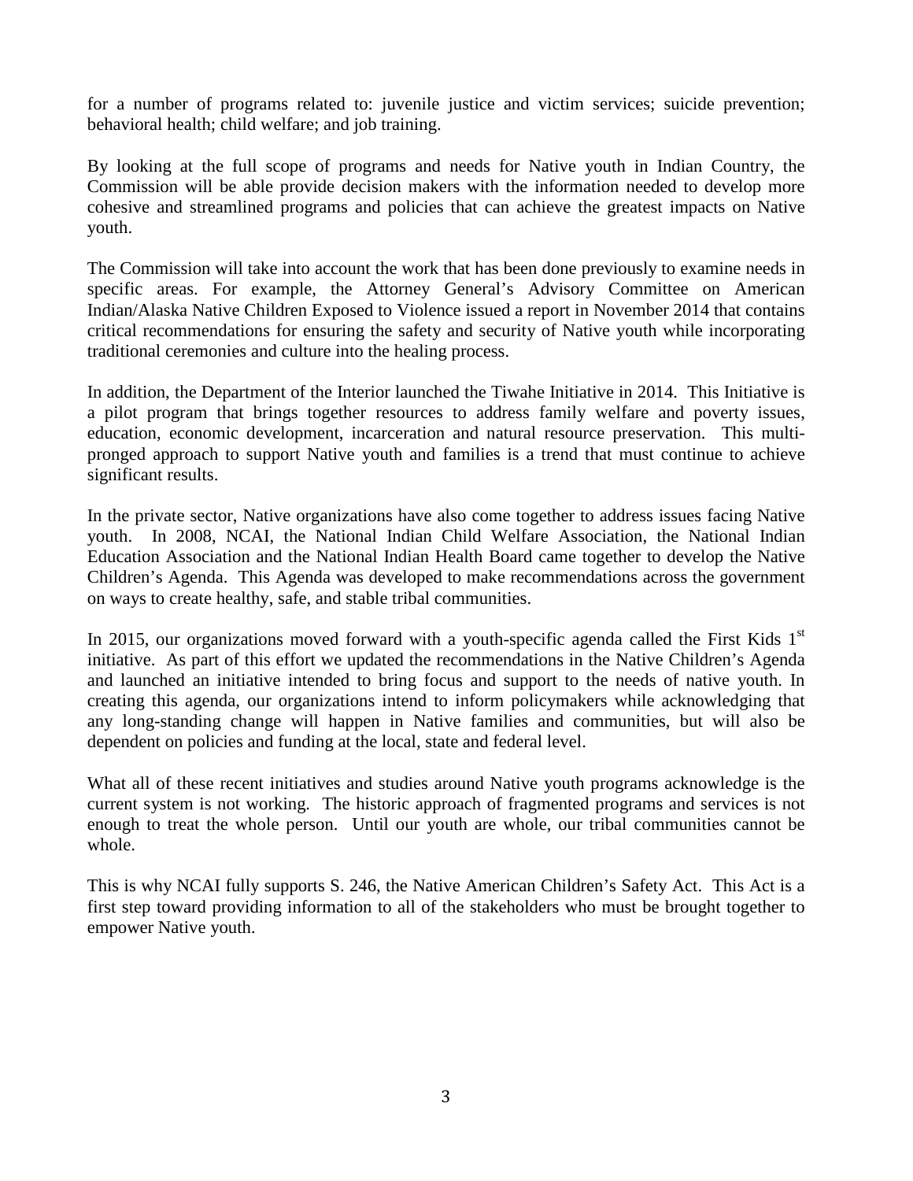for a number of programs related to: juvenile justice and victim services; suicide prevention; behavioral health; child welfare; and job training.

By looking at the full scope of programs and needs for Native youth in Indian Country, the Commission will be able provide decision makers with the information needed to develop more cohesive and streamlined programs and policies that can achieve the greatest impacts on Native youth.

The Commission will take into account the work that has been done previously to examine needs in specific areas. For example, the Attorney General's Advisory Committee on American Indian/Alaska Native Children Exposed to Violence issued a report in November 2014 that contains critical recommendations for ensuring the safety and security of Native youth while incorporating traditional ceremonies and culture into the healing process.

In addition, the Department of the Interior launched the Tiwahe Initiative in 2014. This Initiative is a pilot program that brings together resources to address family welfare and poverty issues, education, economic development, incarceration and natural resource preservation. This multi-pronged approach to support Native youth and families is a trend that must continue to achieve significant results.

In the private sector, Native organizations have also come together to address issues facing Native youth. In 2008, NCAI, the National Indian Child Welfare Association, the National Indian Education Association and the National Indian Health Board came together to develop the Native Children's Agenda. This Agenda was developed to make recommendations across the government on ways to create healthy, safe, and stable tribal communities.

In 2015, our organizations moved forward with a youth-specific agenda called the First Kids 1st initiative. As part of this effort we updated the recommendations in the Native Children's Agenda and launched an initiative intended to bring focus and support to the needs of native youth. In creating this agenda, our organizations intend to inform policymakers while acknowledging that any long-standing change will happen in Native families and communities, but will also be dependent on policies and funding at the local, state and federal level.

What all of these recent initiatives and studies around Native youth programs acknowledge is the current system is not working. The historic approach of fragmented programs and services is not enough to treat the whole person. Until our youth are whole, our tribal communities cannot be whole.

This is why NCAI fully supports S. 246, the Native American Children's Safety Act. This Act is a first step toward providing information to all of the stakeholders who must be brought together to empower Native youth.